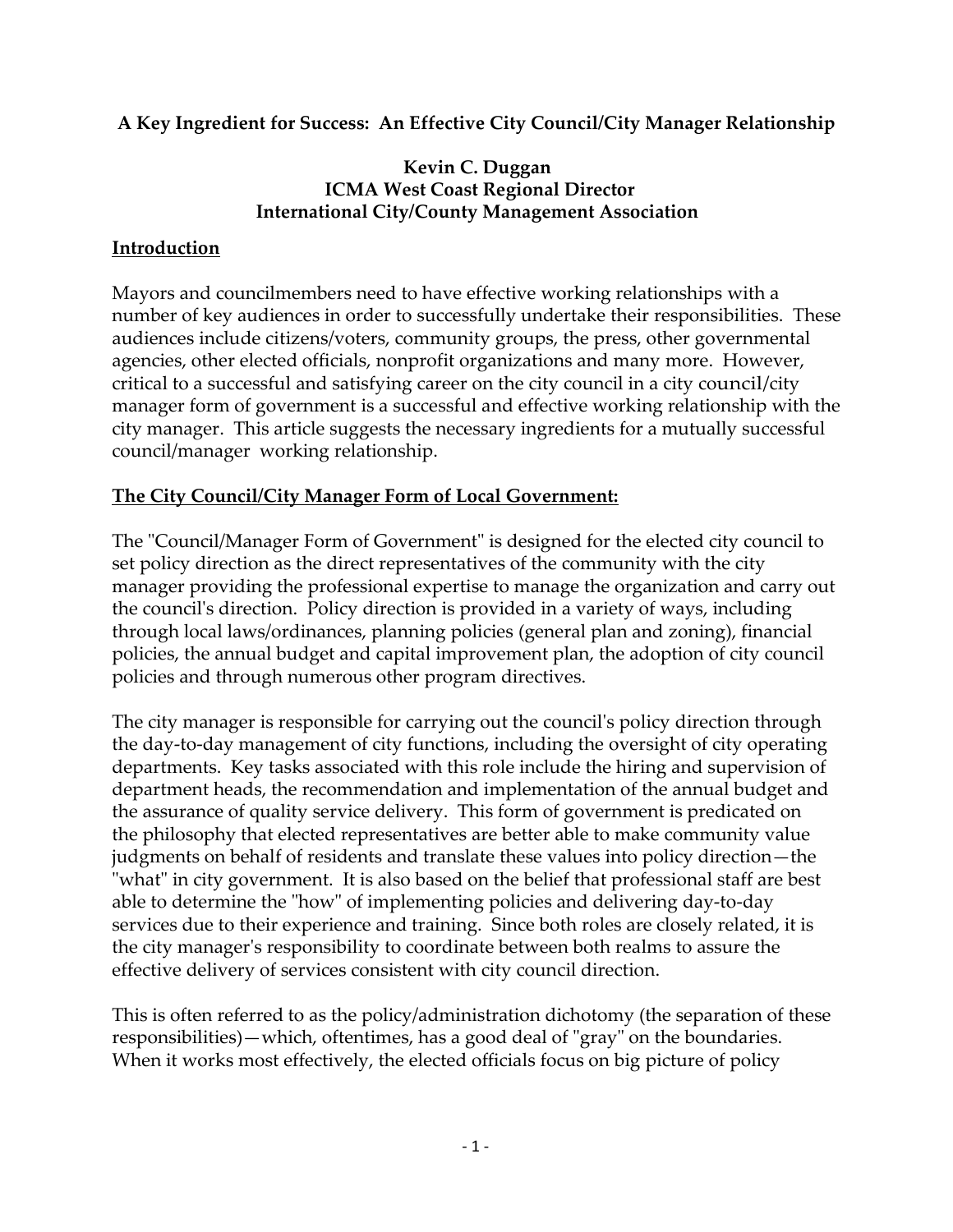**A Key Ingredient for Success: An Effective City Council/City Manager Relationship**

**Kevin C. Duggan**
**ICMA West Coast Regional Director**
**International City/County Management Association**

**Introduction**

Mayors and councilmembers need to have effective working relationships with a number of key audiences in order to successfully undertake their responsibilities. These audiences include citizens/voters, community groups, the press, other governmental agencies, other elected officials, nonprofit organizations and many more. However, critical to a successful and satisfying career on the city council in a city council/city manager form of government is a successful and effective working relationship with the city manager. This article suggests the necessary ingredients for a mutually successful council/manager working relationship.

**The City Council/City Manager Form of Local Government:**

The "Council/Manager Form of Government" is designed for the elected city council to set policy direction as the direct representatives of the community with the city manager providing the professional expertise to manage the organization and carry out the council's direction. Policy direction is provided in a variety of ways, including through local laws/ordinances, planning policies (general plan and zoning), financial policies, the annual budget and capital improvement plan, the adoption of city council policies and through numerous other program directives.

The city manager is responsible for carrying out the council's policy direction through the day-to-day management of city functions, including the oversight of city operating departments. Key tasks associated with this role include the hiring and supervision of department heads, the recommendation and implementation of the annual budget and the assurance of quality service delivery. This form of government is predicated on the philosophy that elected representatives are better able to make community value judgments on behalf of residents and translate these values into policy direction—the "what" in city government. It is also based on the belief that professional staff are best able to determine the "how" of implementing policies and delivering day-to-day services due to their experience and training. Since both roles are closely related, it is the city manager's responsibility to coordinate between both realms to assure the effective delivery of services consistent with city council direction.

This is often referred to as the policy/administration dichotomy (the separation of these responsibilities)—which, oftentimes, has a good deal of "gray" on the boundaries. When it works most effectively, the elected officials focus on big picture of policy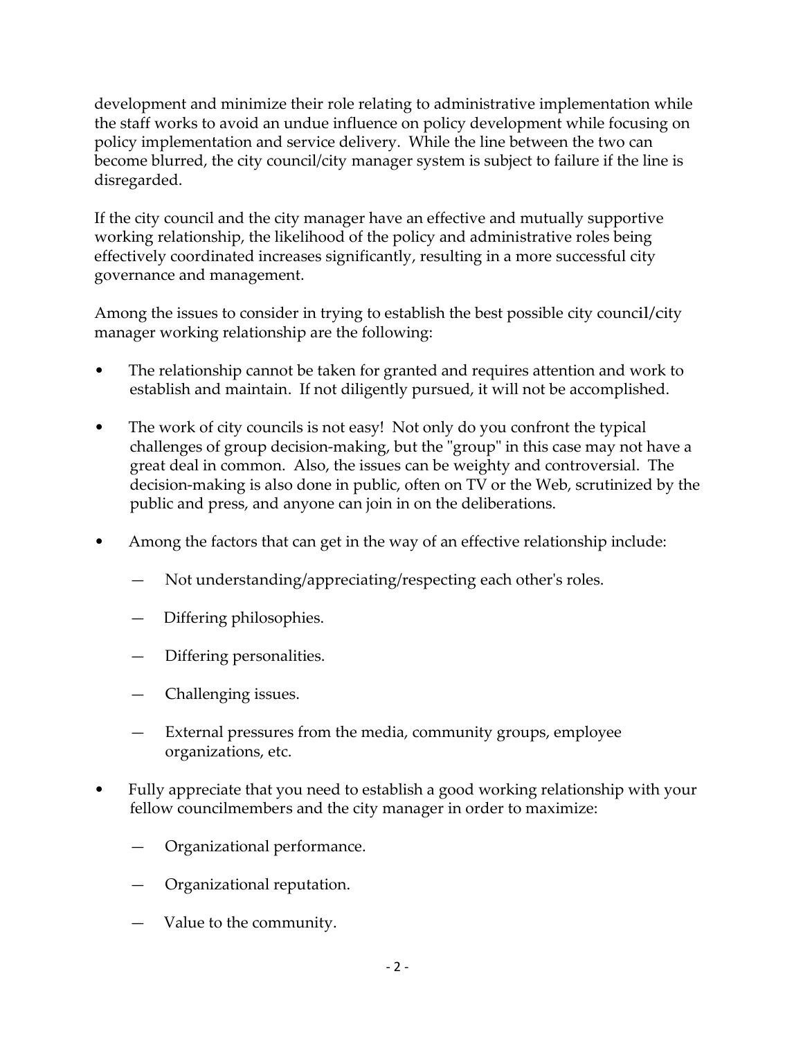development and minimize their role relating to administrative implementation while the staff works to avoid an undue influence on policy development while focusing on policy implementation and service delivery. While the line between the two can become blurred, the city council/city manager system is subject to failure if the line is disregarded.

If the city council and the city manager have an effective and mutually supportive working relationship, the likelihood of the policy and administrative roles being effectively coordinated increases significantly, resulting in a more successful city governance and management.

Among the issues to consider in trying to establish the best possible city council/city manager working relationship are the following:

- The relationship cannot be taken for granted and requires attention and work to establish and maintain. If not diligently pursued, it will not be accomplished.

- The work of city councils is not easy! Not only do you confront the typical challenges of group decision-making, but the "group" in this case may not have a great deal in common. Also, the issues can be weighty and controversial. The decision-making is also done in public, often on TV or the Web, scrutinized by the public and press, and anyone can join in on the deliberations.

- Among the factors that can get in the way of an effective relationship include:

  - Not understanding/appreciating/respecting each other's roles.
  - Differing philosophies.
  - Differing personalities.
  - Challenging issues.
  - External pressures from the media, community groups, employee organizations, etc.

- Fully appreciate that you need to establish a good working relationship with your fellow councilmembers and the city manager in order to maximize:

  - Organizational performance.
  - Organizational reputation.
  - Value to the community.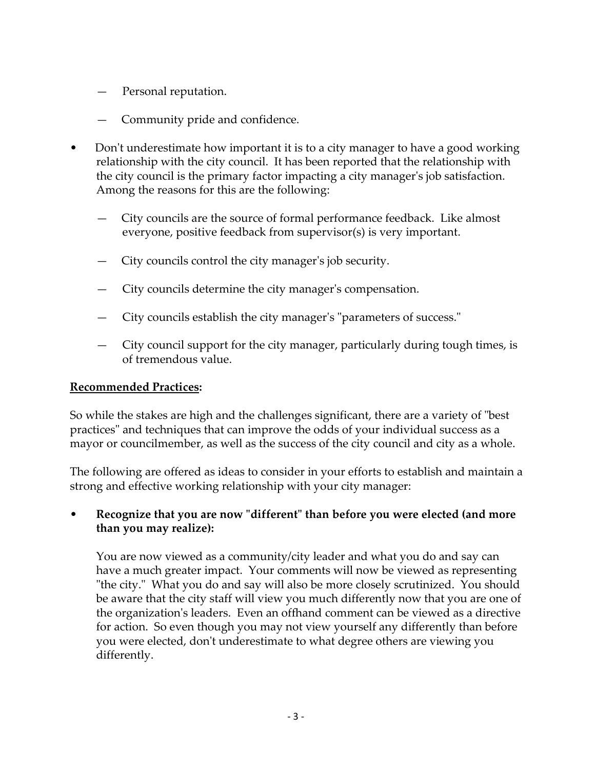- Personal reputation.
  - Community pride and confidence.

- Don't underestimate how important it is to a city manager to have a good working relationship with the city council. It has been reported that the relationship with the city council is the primary factor impacting a city manager's job satisfaction. Among the reasons for this are the following:

  - City councils are the source of formal performance feedback. Like almost everyone, positive feedback from supervisor(s) is very important.
  - City councils control the city manager's job security.
  - City councils determine the city manager's compensation.
  - City councils establish the city manager's "parameters of success."
  - City council support for the city manager, particularly during tough times, is of tremendous value.

**Recommended Practices:**

So while the stakes are high and the challenges significant, there are a variety of "best practices" and techniques that can improve the odds of your individual success as a mayor or councilmember, as well as the success of the city council and city as a whole.

The following are offered as ideas to consider in your efforts to establish and maintain a strong and effective working relationship with your city manager:

- **Recognize that you are now "different" than before you were elected (and more than you may realize):**

  You are now viewed as a community/city leader and what you do and say can have a much greater impact. Your comments will now be viewed as representing "the city." What you do and say will also be more closely scrutinized. You should be aware that the city staff will view you much differently now that you are one of the organization's leaders. Even an offhand comment can be viewed as a directive for action. So even though you may not view yourself any differently than before you were elected, don't underestimate to what degree others are viewing you differently.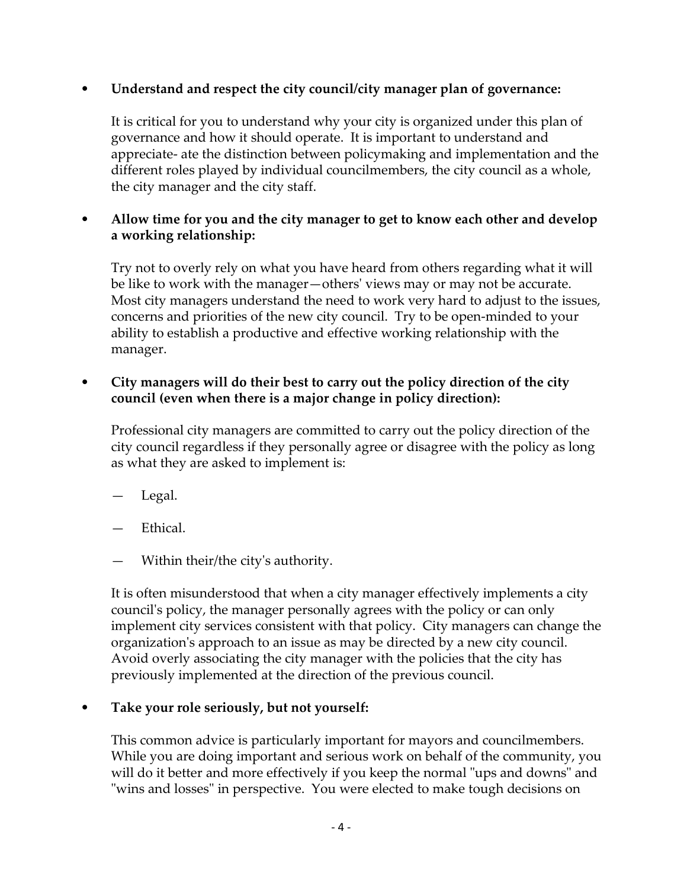- **Understand and respect the city council/city manager plan of governance:**

  It is critical for you to understand why your city is organized under this plan of governance and how it should operate. It is important to understand and appreciate- ate the distinction between policymaking and implementation and the different roles played by individual councilmembers, the city council as a whole, the city manager and the city staff.

- **Allow time for you and the city manager to get to know each other and develop a working relationship:**

  Try not to overly rely on what you have heard from others regarding what it will be like to work with the manager—others' views may or may not be accurate. Most city managers understand the need to work very hard to adjust to the issues, concerns and priorities of the new city council. Try to be open-minded to your ability to establish a productive and effective working relationship with the manager.

- **City managers will do their best to carry out the policy direction of the city council (even when there is a major change in policy direction):**

  Professional city managers are committed to carry out the policy direction of the city council regardless if they personally agree or disagree with the policy as long as what they are asked to implement is:

  — Legal.

  — Ethical.

  — Within their/the city's authority.

  It is often misunderstood that when a city manager effectively implements a city council's policy, the manager personally agrees with the policy or can only implement city services consistent with that policy. City managers can change the organization's approach to an issue as may be directed by a new city council. Avoid overly associating the city manager with the policies that the city has previously implemented at the direction of the previous council.

- **Take your role seriously, but not yourself:**

  This common advice is particularly important for mayors and councilmembers. While you are doing important and serious work on behalf of the community, you will do it better and more effectively if you keep the normal "ups and downs" and "wins and losses" in perspective. You were elected to make tough decisions on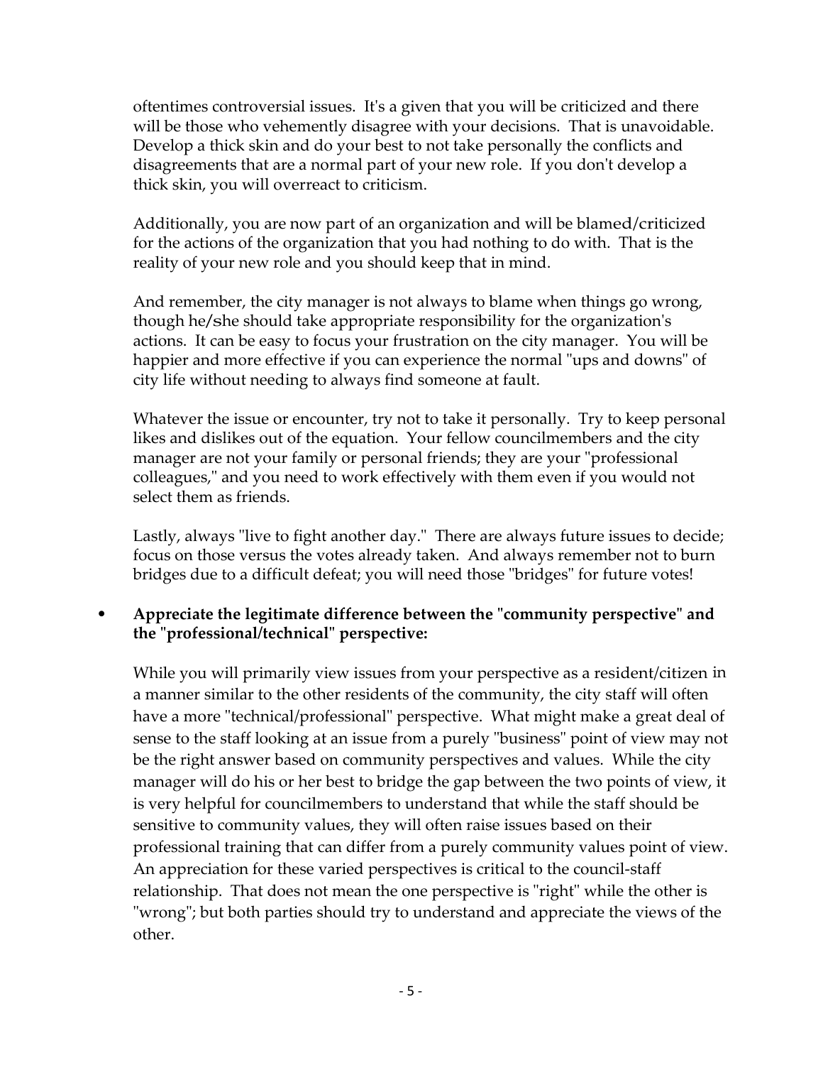oftentimes controversial issues. It's a given that you will be criticized and there will be those who vehemently disagree with your decisions. That is unavoidable. Develop a thick skin and do your best to not take personally the conflicts and disagreements that are a normal part of your new role. If you don't develop a thick skin, you will overreact to criticism.

Additionally, you are now part of an organization and will be blamed/criticized for the actions of the organization that you had nothing to do with. That is the reality of your new role and you should keep that in mind.

And remember, the city manager is not always to blame when things go wrong, though he/she should take appropriate responsibility for the organization's actions. It can be easy to focus your frustration on the city manager. You will be happier and more effective if you can experience the normal "ups and downs" of city life without needing to always find someone at fault.

Whatever the issue or encounter, try not to take it personally. Try to keep personal likes and dislikes out of the equation. Your fellow councilmembers and the city manager are not your family or personal friends; they are your "professional colleagues," and you need to work effectively with them even if you would not select them as friends.

Lastly, always "live to fight another day." There are always future issues to decide; focus on those versus the votes already taken. And always remember not to burn bridges due to a difficult defeat; you will need those "bridges" for future votes!

- **Appreciate the legitimate difference between the "community perspective" and the "professional/technical" perspective:**

  While you will primarily view issues from your perspective as a resident/citizen in a manner similar to the other residents of the community, the city staff will often have a more "technical/professional" perspective. What might make a great deal of sense to the staff looking at an issue from a purely "business" point of view may not be the right answer based on community perspectives and values. While the city manager will do his or her best to bridge the gap between the two points of view, it is very helpful for councilmembers to understand that while the staff should be sensitive to community values, they will often raise issues based on their professional training that can differ from a purely community values point of view. An appreciation for these varied perspectives is critical to the council-staff relationship. That does not mean the one perspective is "right" while the other is "wrong"; but both parties should try to understand and appreciate the views of the other.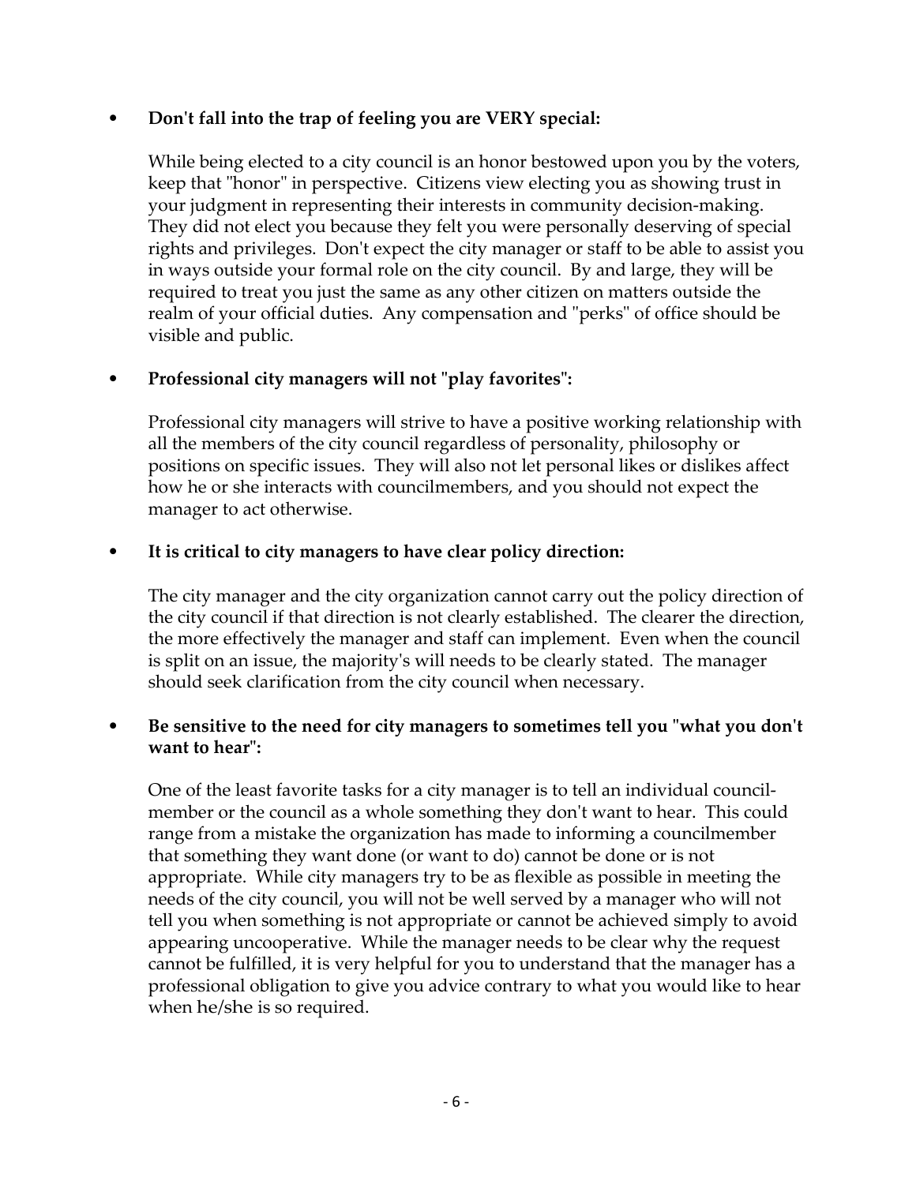- **Don't fall into the trap of feeling you are VERY special:**

  While being elected to a city council is an honor bestowed upon you by the voters, keep that "honor" in perspective. Citizens view electing you as showing trust in your judgment in representing their interests in community decision-making. They did not elect you because they felt you were personally deserving of special rights and privileges. Don't expect the city manager or staff to be able to assist you in ways outside your formal role on the city council. By and large, they will be required to treat you just the same as any other citizen on matters outside the realm of your official duties. Any compensation and "perks" of office should be visible and public.

- **Professional city managers will not "play favorites":**

  Professional city managers will strive to have a positive working relationship with all the members of the city council regardless of personality, philosophy or positions on specific issues. They will also not let personal likes or dislikes affect how he or she interacts with councilmembers, and you should not expect the manager to act otherwise.

- **It is critical to city managers to have clear policy direction:**

  The city manager and the city organization cannot carry out the policy direction of the city council if that direction is not clearly established. The clearer the direction, the more effectively the manager and staff can implement. Even when the council is split on an issue, the majority's will needs to be clearly stated. The manager should seek clarification from the city council when necessary.

- **Be sensitive to the need for city managers to sometimes tell you "what you don't want to hear":**

  One of the least favorite tasks for a city manager is to tell an individual council-member or the council as a whole something they don't want to hear. This could range from a mistake the organization has made to informing a councilmember that something they want done (or want to do) cannot be done or is not appropriate. While city managers try to be as flexible as possible in meeting the needs of the city council, you will not be well served by a manager who will not tell you when something is not appropriate or cannot be achieved simply to avoid appearing uncooperative. While the manager needs to be clear why the request cannot be fulfilled, it is very helpful for you to understand that the manager has a professional obligation to give you advice contrary to what you would like to hear when he/she is so required.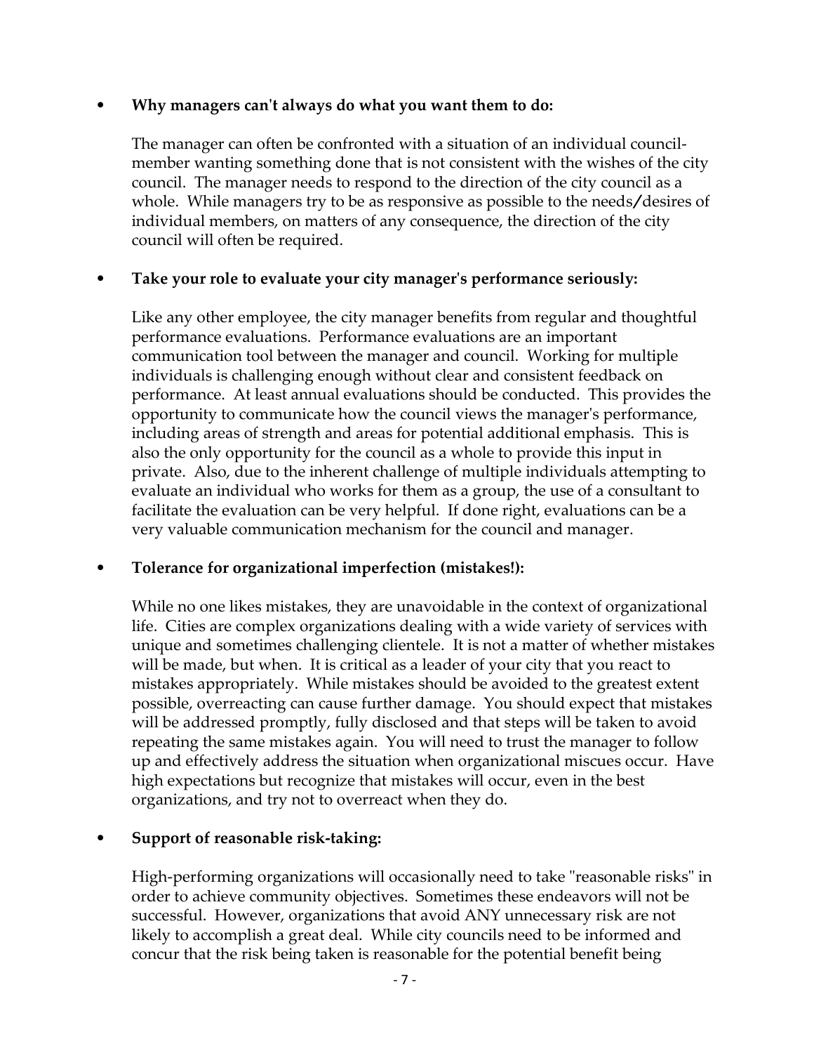- **Why managers can't always do what you want them to do:**

  The manager can often be confronted with a situation of an individual council-member wanting something done that is not consistent with the wishes of the city council. The manager needs to respond to the direction of the city council as a whole. While managers try to be as responsive as possible to the needs/desires of individual members, on matters of any consequence, the direction of the city council will often be required.

- **Take your role to evaluate your city manager's performance seriously:**

  Like any other employee, the city manager benefits from regular and thoughtful performance evaluations. Performance evaluations are an important communication tool between the manager and council. Working for multiple individuals is challenging enough without clear and consistent feedback on performance. At least annual evaluations should be conducted. This provides the opportunity to communicate how the council views the manager's performance, including areas of strength and areas for potential additional emphasis. This is also the only opportunity for the council as a whole to provide this input in private. Also, due to the inherent challenge of multiple individuals attempting to evaluate an individual who works for them as a group, the use of a consultant to facilitate the evaluation can be very helpful. If done right, evaluations can be a very valuable communication mechanism for the council and manager.

- **Tolerance for organizational imperfection (mistakes!):**

  While no one likes mistakes, they are unavoidable in the context of organizational life. Cities are complex organizations dealing with a wide variety of services with unique and sometimes challenging clientele. It is not a matter of whether mistakes will be made, but when. It is critical as a leader of your city that you react to mistakes appropriately. While mistakes should be avoided to the greatest extent possible, overreacting can cause further damage. You should expect that mistakes will be addressed promptly, fully disclosed and that steps will be taken to avoid repeating the same mistakes again. You will need to trust the manager to follow up and effectively address the situation when organizational miscues occur. Have high expectations but recognize that mistakes will occur, even in the best organizations, and try not to overreact when they do.

- **Support of reasonable risk-taking:**

  High-performing organizations will occasionally need to take "reasonable risks" in order to achieve community objectives. Sometimes these endeavors will not be successful. However, organizations that avoid ANY unnecessary risk are not likely to accomplish a great deal. While city councils need to be informed and concur that the risk being taken is reasonable for the potential benefit being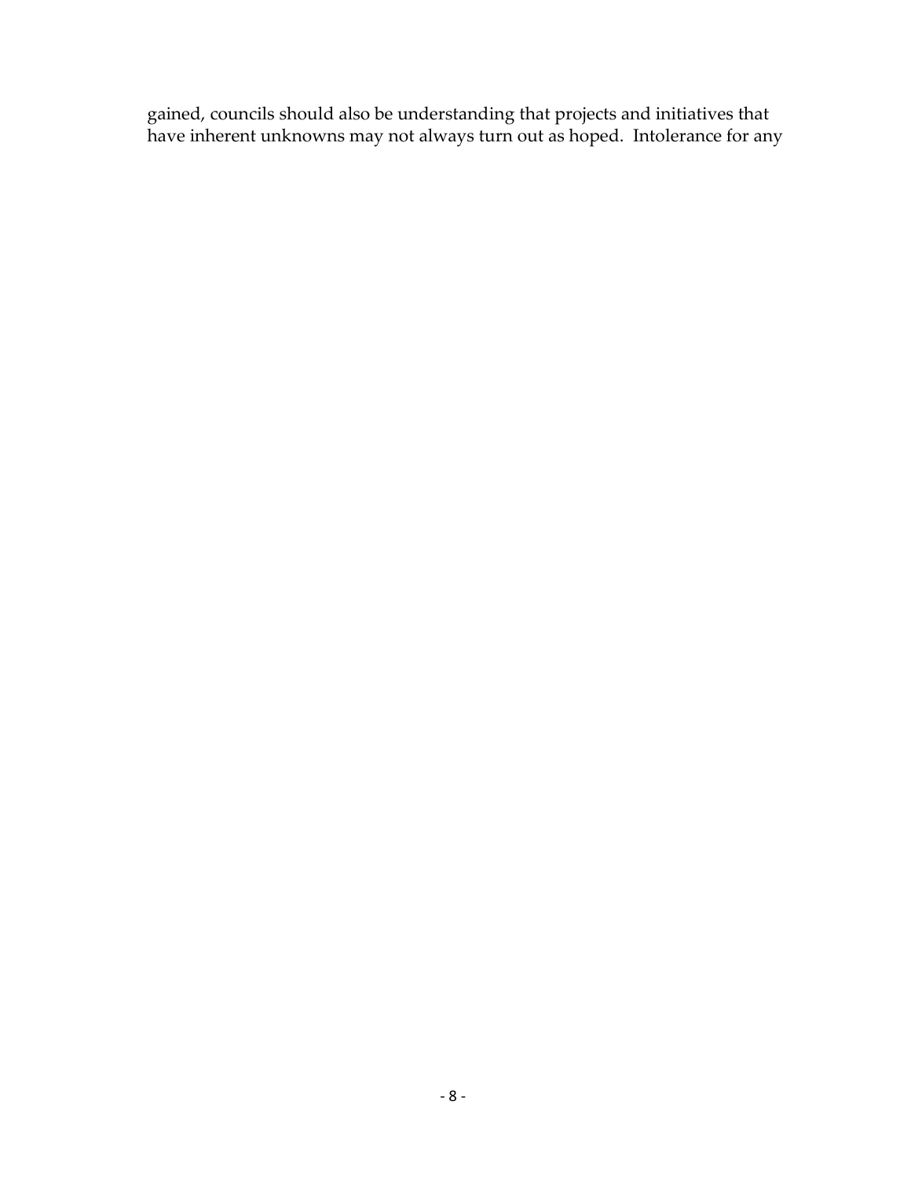gained, councils should also be understanding that projects and initiatives that have inherent unknowns may not always turn out as hoped. Intolerance for any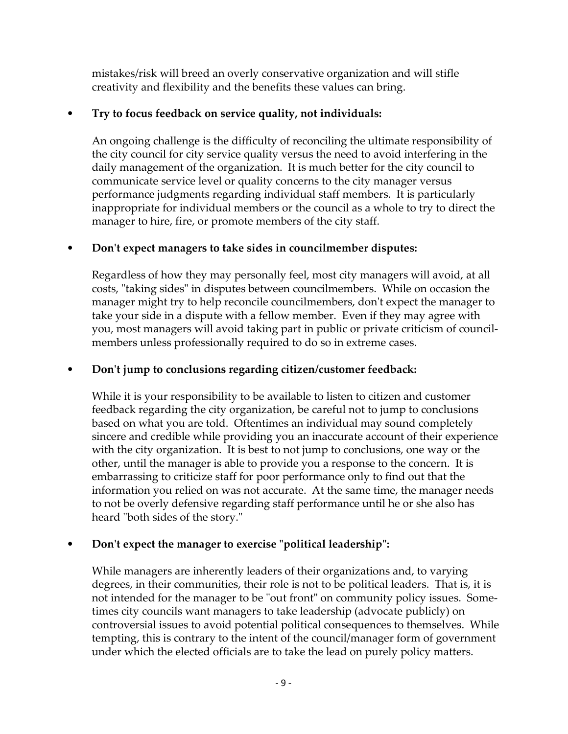mistakes/risk will breed an overly conservative organization and will stifle creativity and flexibility and the benefits these values can bring.

- **Try to focus feedback on service quality, not individuals:**

  An ongoing challenge is the difficulty of reconciling the ultimate responsibility of the city council for city service quality versus the need to avoid interfering in the daily management of the organization. It is much better for the city council to communicate service level or quality concerns to the city manager versus performance judgments regarding individual staff members. It is particularly inappropriate for individual members or the council as a whole to try to direct the manager to hire, fire, or promote members of the city staff.

- **Don't expect managers to take sides in councilmember disputes:**

  Regardless of how they may personally feel, most city managers will avoid, at all costs, "taking sides" in disputes between councilmembers. While on occasion the manager might try to help reconcile councilmembers, don't expect the manager to take your side in a dispute with a fellow member. Even if they may agree with you, most managers will avoid taking part in public or private criticism of councilmembers unless professionally required to do so in extreme cases.

- **Don't jump to conclusions regarding citizen/customer feedback:**

  While it is your responsibility to be available to listen to citizen and customer feedback regarding the city organization, be careful not to jump to conclusions based on what you are told. Oftentimes an individual may sound completely sincere and credible while providing you an inaccurate account of their experience with the city organization. It is best to not jump to conclusions, one way or the other, until the manager is able to provide you a response to the concern. It is embarrassing to criticize staff for poor performance only to find out that the information you relied on was not accurate. At the same time, the manager needs to not be overly defensive regarding staff performance until he or she also has heard "both sides of the story."

- **Don't expect the manager to exercise "political leadership":**

  While managers are inherently leaders of their organizations and, to varying degrees, in their communities, their role is not to be political leaders. That is, it is not intended for the manager to be "out front" on community policy issues. Sometimes city councils want managers to take leadership (advocate publicly) on controversial issues to avoid potential political consequences to themselves. While tempting, this is contrary to the intent of the council/manager form of government under which the elected officials are to take the lead on purely policy matters.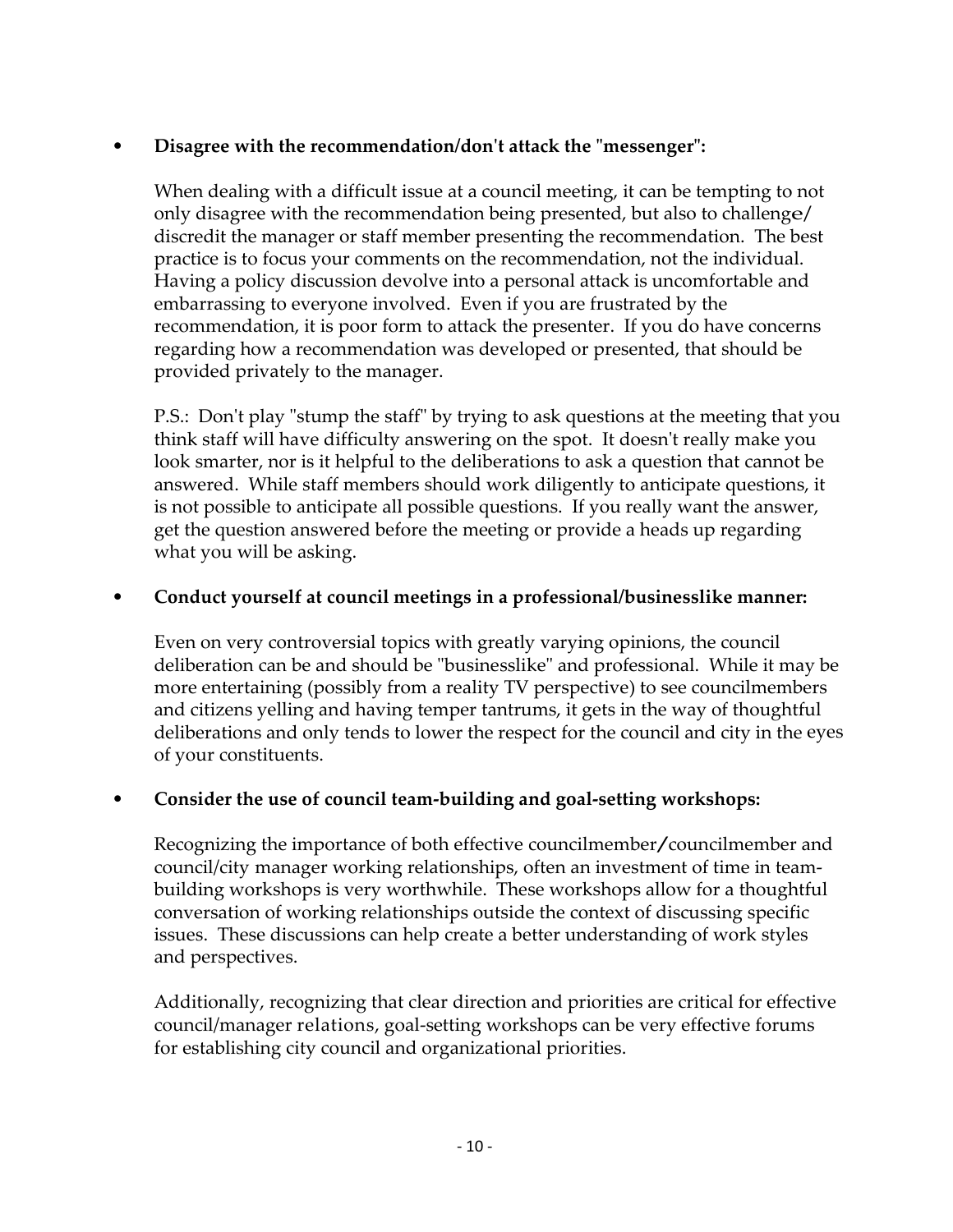- **Disagree with the recommendation/don't attack the "messenger":**

  When dealing with a difficult issue at a council meeting, it can be tempting to not only disagree with the recommendation being presented, but also to challenge/ discredit the manager or staff member presenting the recommendation. The best practice is to focus your comments on the recommendation, not the individual. Having a policy discussion devolve into a personal attack is uncomfortable and embarrassing to everyone involved. Even if you are frustrated by the recommendation, it is poor form to attack the presenter. If you do have concerns regarding how a recommendation was developed or presented, that should be provided privately to the manager.

  P.S.: Don't play "stump the staff" by trying to ask questions at the meeting that you think staff will have difficulty answering on the spot. It doesn't really make you look smarter, nor is it helpful to the deliberations to ask a question that cannot be answered. While staff members should work diligently to anticipate questions, it is not possible to anticipate all possible questions. If you really want the answer, get the question answered before the meeting or provide a heads up regarding what you will be asking.

- **Conduct yourself at council meetings in a professional/businesslike manner:**

  Even on very controversial topics with greatly varying opinions, the council deliberation can be and should be "businesslike" and professional. While it may be more entertaining (possibly from a reality TV perspective) to see councilmembers and citizens yelling and having temper tantrums, it gets in the way of thoughtful deliberations and only tends to lower the respect for the council and city in the eyes of your constituents.

- **Consider the use of council team-building and goal-setting workshops:**

  Recognizing the importance of both effective councilmember/councilmember and council/city manager working relationships, often an investment of time in team-building workshops is very worthwhile. These workshops allow for a thoughtful conversation of working relationships outside the context of discussing specific issues. These discussions can help create a better understanding of work styles and perspectives.

  Additionally, recognizing that clear direction and priorities are critical for effective council/manager relations, goal-setting workshops can be very effective forums for establishing city council and organizational priorities.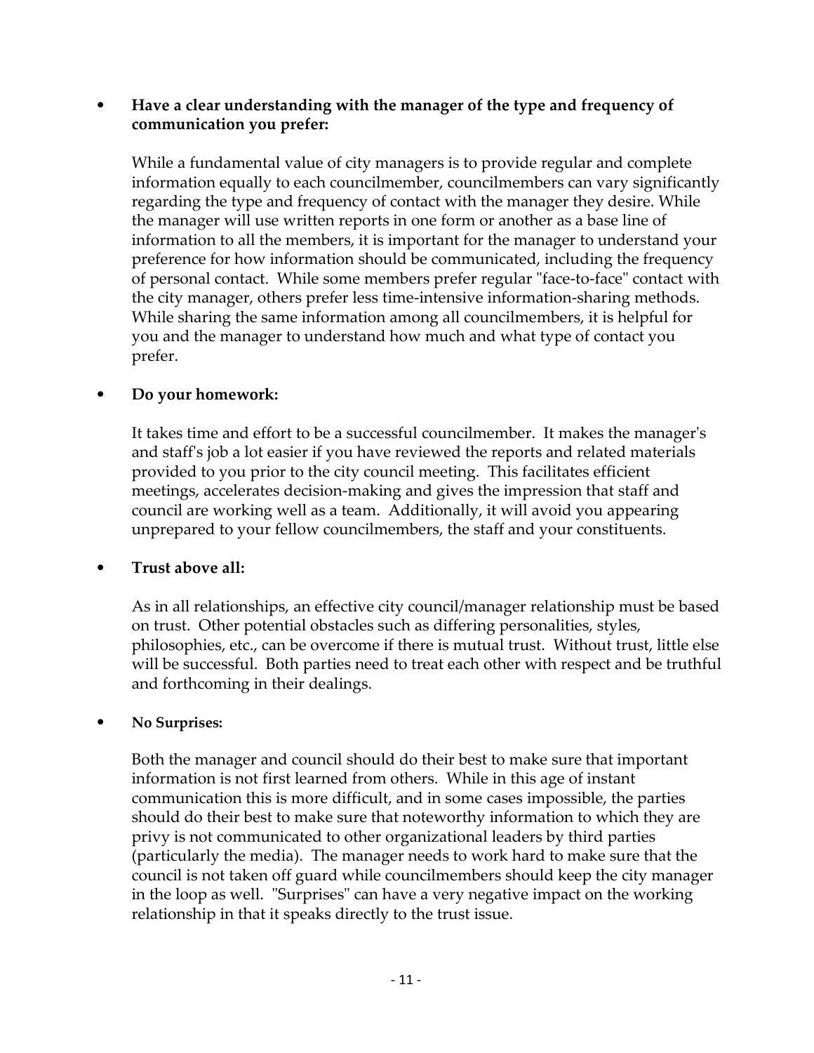- **Have a clear understanding with the manager of the type and frequency of communication you prefer:**

  While a fundamental value of city managers is to provide regular and complete information equally to each councilmember, councilmembers can vary significantly regarding the type and frequency of contact with the manager they desire. While the manager will use written reports in one form or another as a base line of information to all the members, it is important for the manager to understand your preference for how information should be communicated, including the frequency of personal contact. While some members prefer regular "face-to-face" contact with the city manager, others prefer less time-intensive information-sharing methods. While sharing the same information among all councilmembers, it is helpful for you and the manager to understand how much and what type of contact you prefer.

- **Do your homework:**

  It takes time and effort to be a successful councilmember. It makes the manager's and staff's job a lot easier if you have reviewed the reports and related materials provided to you prior to the city council meeting. This facilitates efficient meetings, accelerates decision-making and gives the impression that staff and council are working well as a team. Additionally, it will avoid you appearing unprepared to your fellow councilmembers, the staff and your constituents.

- **Trust above all:**

  As in all relationships, an effective city council/manager relationship must be based on trust. Other potential obstacles such as differing personalities, styles, philosophies, etc., can be overcome if there is mutual trust. Without trust, little else will be successful. Both parties need to treat each other with respect and be truthful and forthcoming in their dealings.

- **No Surprises:**

  Both the manager and council should do their best to make sure that important information is not first learned from others. While in this age of instant communication this is more difficult, and in some cases impossible, the parties should do their best to make sure that noteworthy information to which they are privy is not communicated to other organizational leaders by third parties (particularly the media). The manager needs to work hard to make sure that the council is not taken off guard while councilmembers should keep the city manager in the loop as well. "Surprises" can have a very negative impact on the working relationship in that it speaks directly to the trust issue.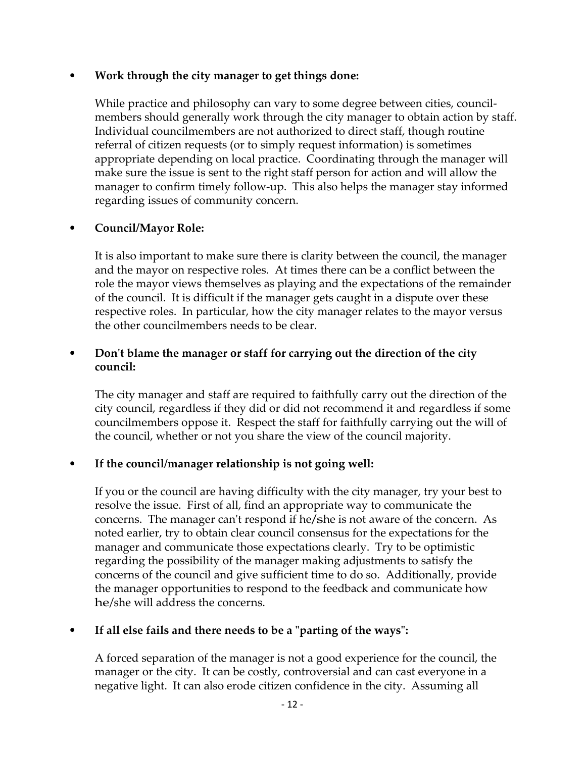- **Work through the city manager to get things done:**

  While practice and philosophy can vary to some degree between cities, councilmembers should generally work through the city manager to obtain action by staff. Individual councilmembers are not authorized to direct staff, though routine referral of citizen requests (or to simply request information) is sometimes appropriate depending on local practice. Coordinating through the manager will make sure the issue is sent to the right staff person for action and will allow the manager to confirm timely follow-up. This also helps the manager stay informed regarding issues of community concern.

- **Council/Mayor Role:**

  It is also important to make sure there is clarity between the council, the manager and the mayor on respective roles. At times there can be a conflict between the role the mayor views themselves as playing and the expectations of the remainder of the council. It is difficult if the manager gets caught in a dispute over these respective roles. In particular, how the city manager relates to the mayor versus the other councilmembers needs to be clear.

- **Don't blame the manager or staff for carrying out the direction of the city council:**

  The city manager and staff are required to faithfully carry out the direction of the city council, regardless if they did or did not recommend it and regardless if some councilmembers oppose it. Respect the staff for faithfully carrying out the will of the council, whether or not you share the view of the council majority.

- **If the council/manager relationship is not going well:**

  If you or the council are having difficulty with the city manager, try your best to resolve the issue. First of all, find an appropriate way to communicate the concerns. The manager can't respond if he/she is not aware of the concern. As noted earlier, try to obtain clear council consensus for the expectations for the manager and communicate those expectations clearly. Try to be optimistic regarding the possibility of the manager making adjustments to satisfy the concerns of the council and give sufficient time to do so. Additionally, provide the manager opportunities to respond to the feedback and communicate how he/she will address the concerns.

- **If all else fails and there needs to be a "parting of the ways":**

  A forced separation of the manager is not a good experience for the council, the manager or the city. It can be costly, controversial and can cast everyone in a negative light. It can also erode citizen confidence in the city. Assuming all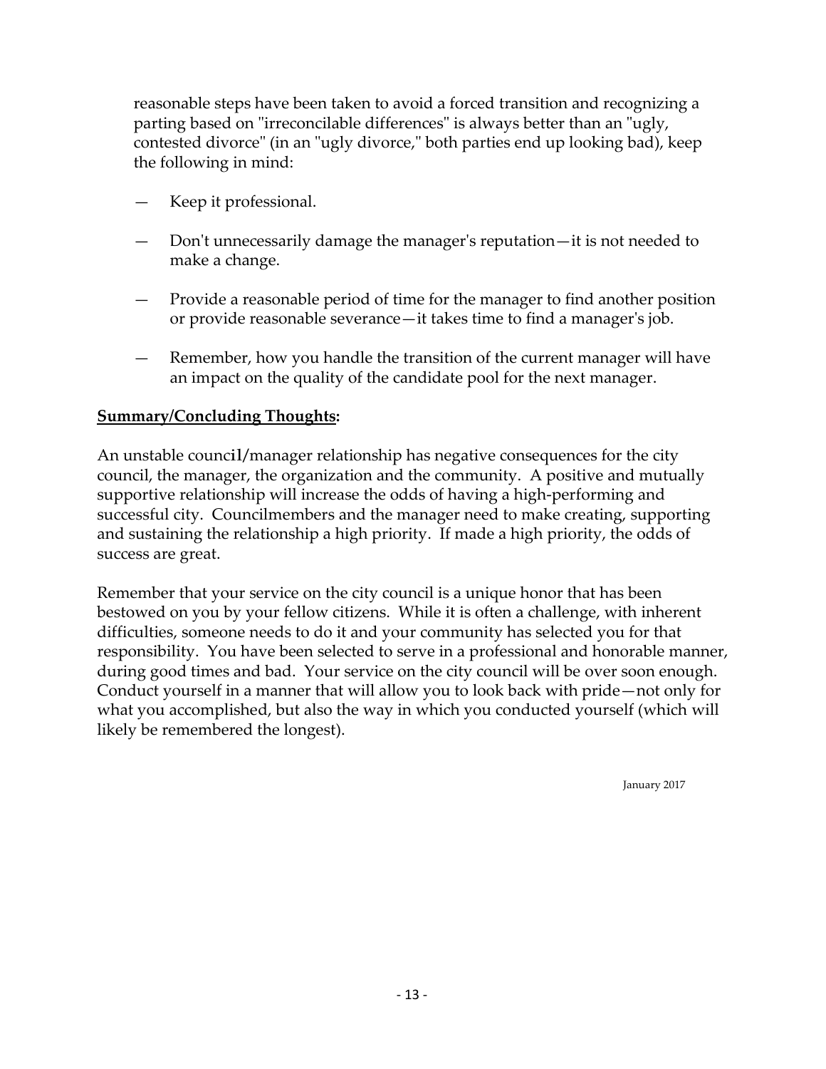reasonable steps have been taken to avoid a forced transition and recognizing a parting based on "irreconcilable differences" is always better than an "ugly, contested divorce" (in an "ugly divorce," both parties end up looking bad), keep the following in mind:

— Keep it professional.

— Don't unnecessarily damage the manager's reputation—it is not needed to make a change.

— Provide a reasonable period of time for the manager to find another position or provide reasonable severance—it takes time to find a manager's job.

— Remember, how you handle the transition of the current manager will have an impact on the quality of the candidate pool for the next manager.

**Summary/Concluding Thoughts:**

An unstable council/manager relationship has negative consequences for the city council, the manager, the organization and the community. A positive and mutually supportive relationship will increase the odds of having a high-performing and successful city. Councilmembers and the manager need to make creating, supporting and sustaining the relationship a high priority. If made a high priority, the odds of success are great.

Remember that your service on the city council is a unique honor that has been bestowed on you by your fellow citizens. While it is often a challenge, with inherent difficulties, someone needs to do it and your community has selected you for that responsibility. You have been selected to serve in a professional and honorable manner, during good times and bad. Your service on the city council will be over soon enough. Conduct yourself in a manner that will allow you to look back with pride—not only for what you accomplished, but also the way in which you conducted yourself (which will likely be remembered the longest).

January 2017